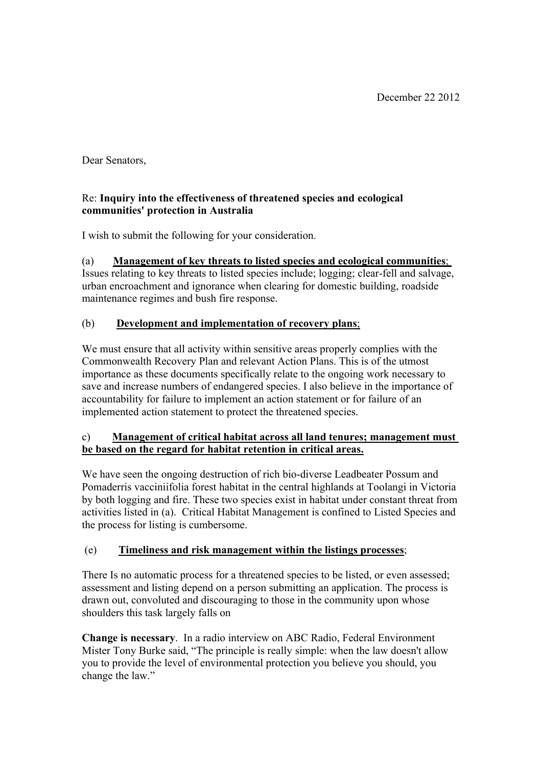December 22 2012

Dear Senators,

Re: **Inquiry into the effectiveness of threatened species and ecological communities' protection in Australia**

I wish to submit the following for your consideration.

(a) **<u>Management of key threats to listed species and ecological communities</u>**;
Issues relating to key threats to listed species include; logging; clear-fell and salvage, urban encroachment and ignorance when clearing for domestic building, roadside maintenance regimes and bush fire response.

(b) **<u>Development and implementation of recovery plans</u>**;

We must ensure that all activity within sensitive areas properly complies with the Commonwealth Recovery Plan and relevant Action Plans. This is of the utmost importance as these documents specifically relate to the ongoing work necessary to save and increase numbers of endangered species. I also believe in the importance of accountability for failure to implement an action statement or for failure of an implemented action statement to protect the threatened species.

c) **<u>Management of critical habitat across all land tenures; management must be based on the regard for habitat retention in critical areas.</u>**

We have seen the ongoing destruction of rich bio-diverse Leadbeater Possum and Pomaderris vacciniifolia forest habitat in the central highlands at Toolangi in Victoria by both logging and fire. These two species exist in habitat under constant threat from activities listed in (a). Critical Habitat Management is confined to Listed Species and the process for listing is cumbersome.

(e) **<u>Timeliness and risk management within the listings processes</u>**;

There Is no automatic process for a threatened species to be listed, or even assessed; assessment and listing depend on a person submitting an application. The process is drawn out, convoluted and discouraging to those in the community upon whose shoulders this task largely falls on

**Change is necessary**. In a radio interview on ABC Radio, Federal Environment Mister Tony Burke said, "The principle is really simple: when the law doesn't allow you to provide the level of environmental protection you believe you should, you change the law."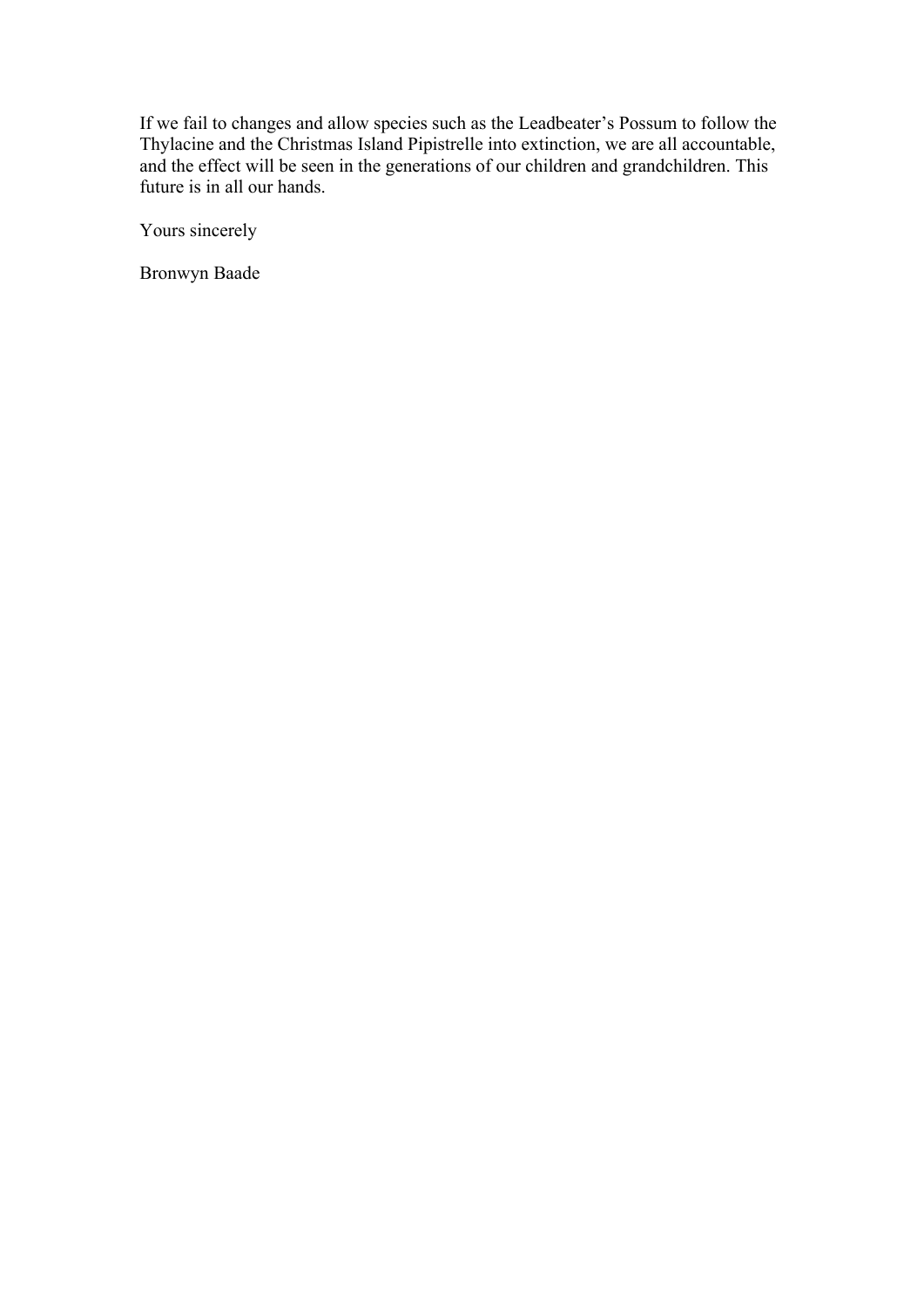If we fail to changes and allow species such as the Leadbeater's Possum to follow the Thylacine and the Christmas Island Pipistrelle into extinction, we are all accountable, and the effect will be seen in the generations of our children and grandchildren. This future is in all our hands.

Yours sincerely

Bronwyn Baade